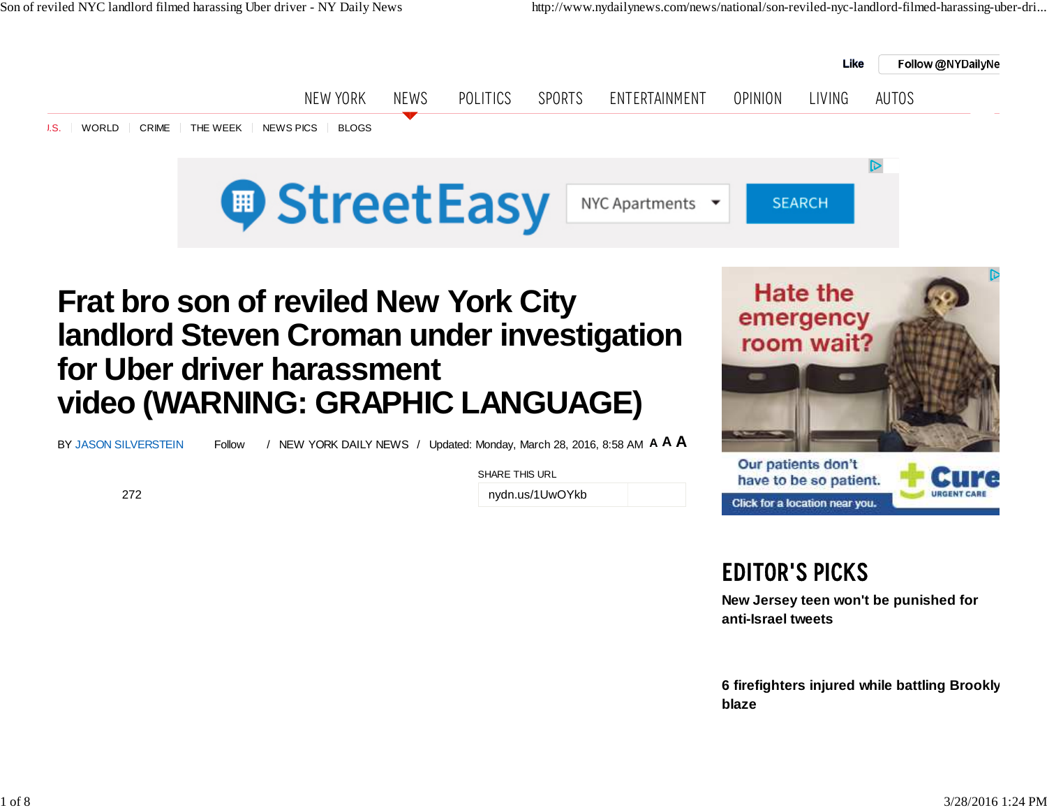# Frat bro son of reviled New York City landlord Steven Croman under investigation for Uber driver harassment video (WARNING: GRAPHIC LANGUAGE)

BY JASON SILVERSTEIN Follow / NEW YORK DAILY NEWS / Updated: Monday, March 28, 2016, 8:58 AM

272

SHARE THIS URL

nydn.us/1UwOYkb

## EDITOR'S PICKS

New Jersey teen won't be punished for anti-Israel tweets

6 firefighters injured while battling Brookly blaze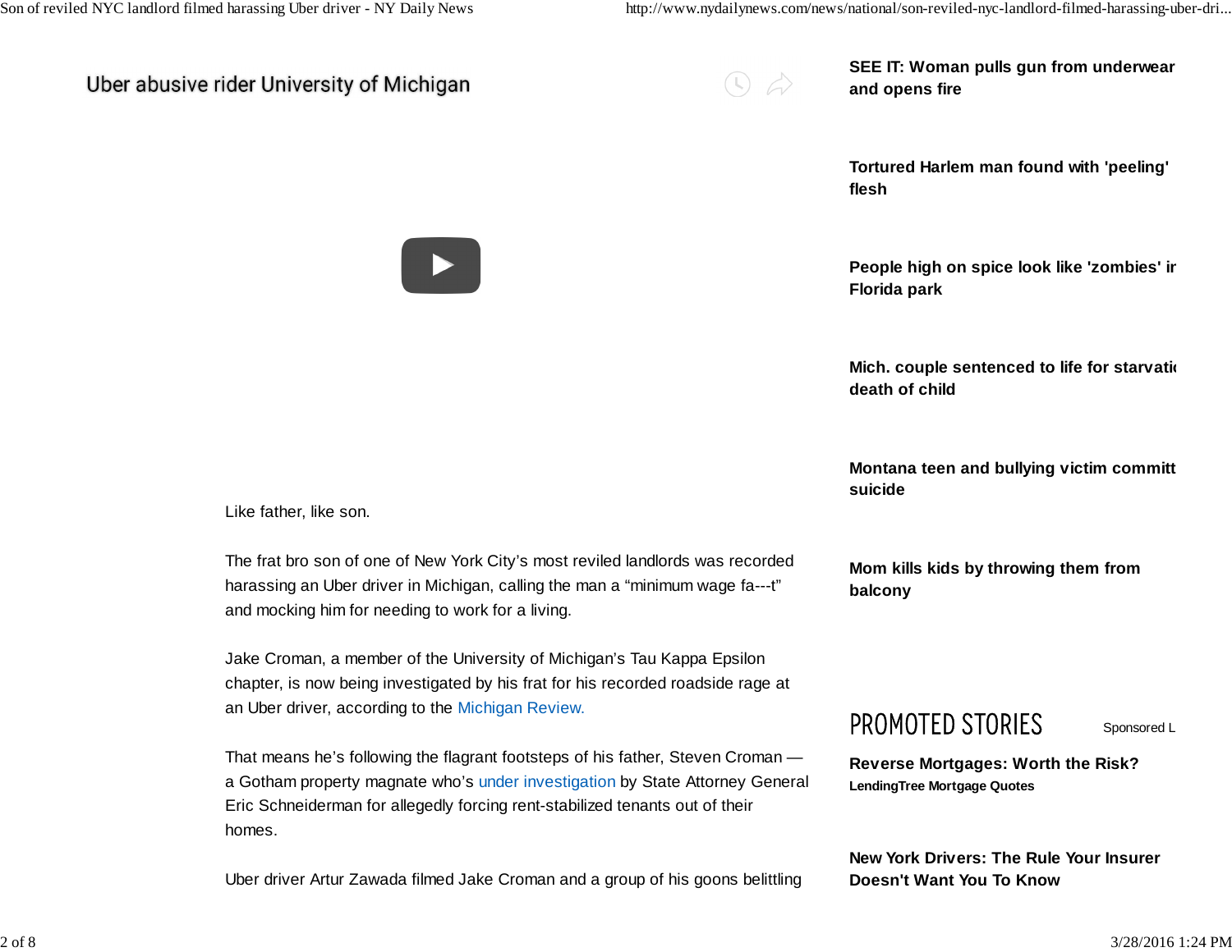Uber abusive rider University of Michigan

Like father, like son.

The frat bro son of one of New York City's most reviled landlords was recorded harassing an Uber driver in Michigan, calling the man a "minimum wage fa---t" and mocking him for needing to work for a living.

Jake Croman, a member of the University of Michigan's Tau Kappa Epsilon chapter, is now being investigated by his frat for his recorded roadside rage at an Uber driver, according to the Michigan Review.

That means he's following the flagrant footsteps of his father, Steven Croman — a Gotham property magnate who's under investigation by State Attorney General Eric Schneiderman for allegedly forcing rent-stabilized tenants out of their homes.

Uber driver Artur Zawada filmed Jake Croman and a group of his goons belittling

**SEE IT: Woman pulls gun from underwear and opens fire**

**Tortured Harlem man found with 'peeling' flesh**

**People high on spice look like 'zombies' ir Florida park**

**Mich. couple sentenced to life for starvatic death of child**

**Montana teen and bullying victim committ suicide**

**Mom kills kids by throwing them from balcony**

PROMOTED STORIES — Sponsored L

**Reverse Mortgages: Worth the Risk?**
**LendingTree Mortgage Quotes**

**New York Drivers: The Rule Your Insurer Doesn't Want You To Know**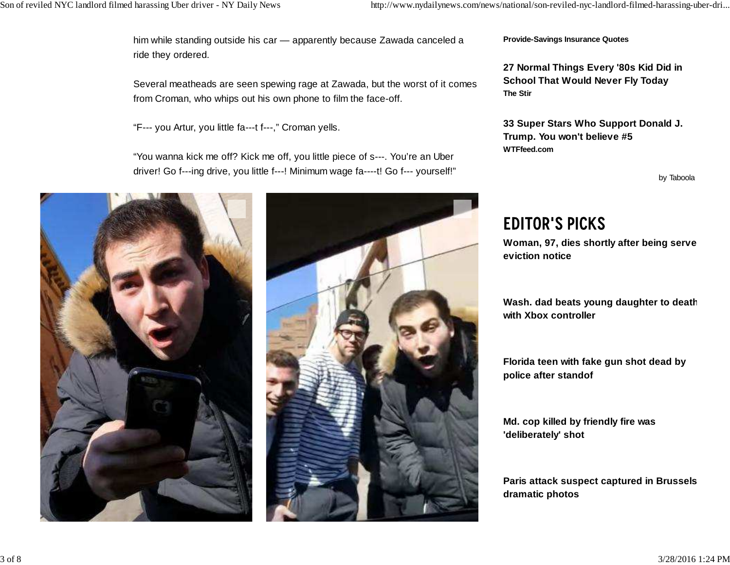him while standing outside his car — apparently because Zawada canceled a ride they ordered.

Several meatheads are seen spewing rage at Zawada, but the worst of it comes from Croman, who whips out his own phone to film the face-off.

“F--- you Artur, you little fa---t f---,” Croman yells.

“You wanna kick me off? Kick me off, you little piece of s---. You’re an Uber driver! Go f---ing drive, you little f---! Minimum wage fa----t! Go f--- yourself!”

**Provide-Savings Insurance Quotes**

**27 Normal Things Every '80s Kid Did in School That Would Never Fly Today**
**The Stir**

**33 Super Stars Who Support Donald J. Trump. You won't believe #5**
**WTFfeed.com**

by Taboola

## EDITOR'S PICKS

**Woman, 97, dies shortly after being serve eviction notice**

**Wash. dad beats young daughter to death with Xbox controller**

**Florida teen with fake gun shot dead by police after standof**

**Md. cop killed by friendly fire was 'deliberately' shot**

**Paris attack suspect captured in Brussels dramatic photos**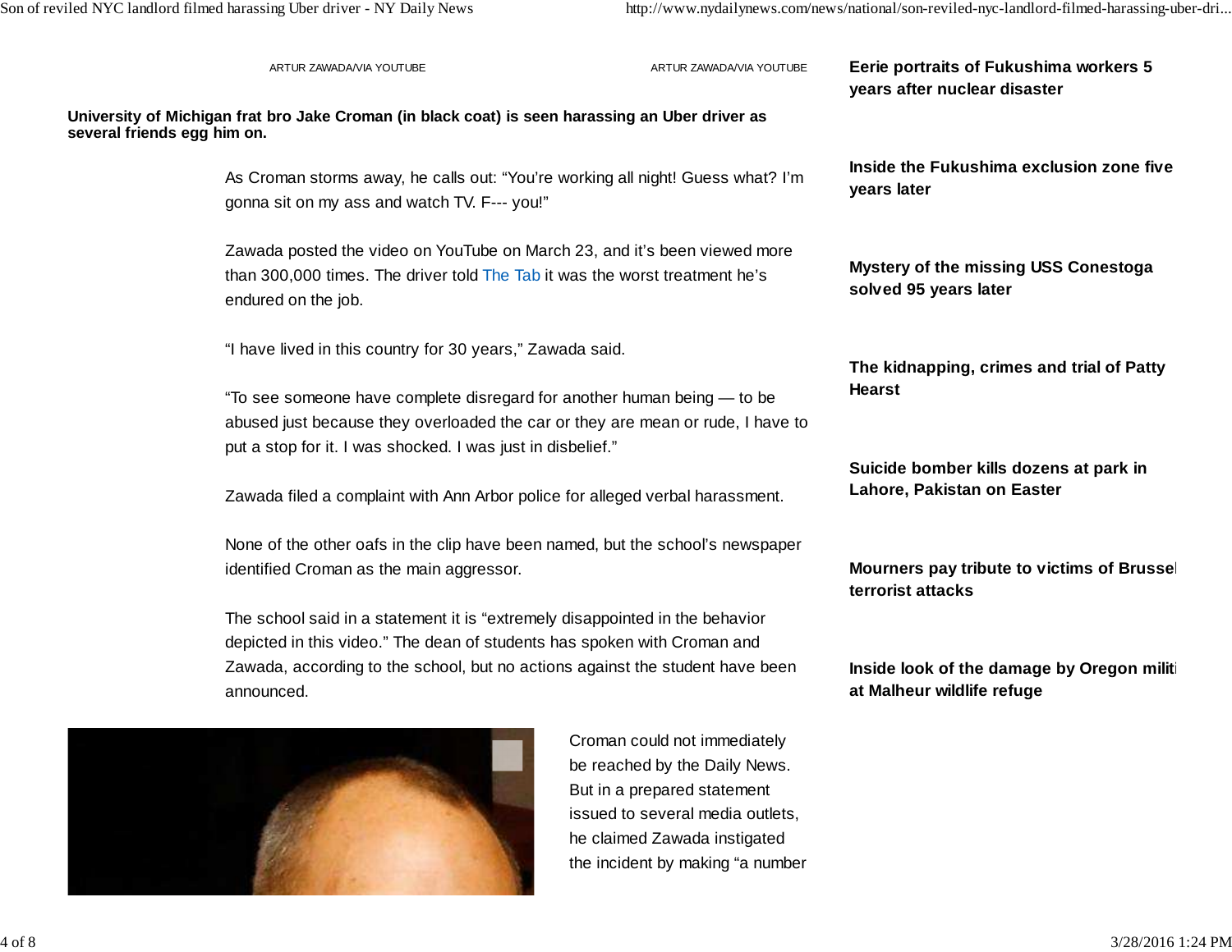ARTUR ZAWADA/VIA YOUTUBE

ARTUR ZAWADA/VIA YOUTUBE

**University of Michigan frat bro Jake Croman (in black coat) is seen harassing an Uber driver as several friends egg him on.**

As Croman storms away, he calls out: “You’re working all night! Guess what? I’m gonna sit on my ass and watch TV. F--- you!”

Zawada posted the video on YouTube on March 23, and it’s been viewed more than 300,000 times. The driver told The Tab it was the worst treatment he’s endured on the job.

“I have lived in this country for 30 years,” Zawada said.

“To see someone have complete disregard for another human being — to be abused just because they overloaded the car or they are mean or rude, I have to put a stop for it. I was shocked. I was just in disbelief.”

Zawada filed a complaint with Ann Arbor police for alleged verbal harassment.

None of the other oafs in the clip have been named, but the school’s newspaper identified Croman as the main aggressor.

The school said in a statement it is “extremely disappointed in the behavior depicted in this video.” The dean of students has spoken with Croman and Zawada, according to the school, but no actions against the student have been announced.

Croman could not immediately be reached by the Daily News. But in a prepared statement issued to several media outlets, he claimed Zawada instigated the incident by making “a number

**Eerie portraits of Fukushima workers 5 years after nuclear disaster**

**Inside the Fukushima exclusion zone five years later**

**Mystery of the missing USS Conestoga solved 95 years later**

**The kidnapping, crimes and trial of Patty Hearst**

**Suicide bomber kills dozens at park in Lahore, Pakistan on Easter**

**Mourners pay tribute to victims of Brussel terrorist attacks**

**Inside look of the damage by Oregon militi at Malheur wildlife refuge**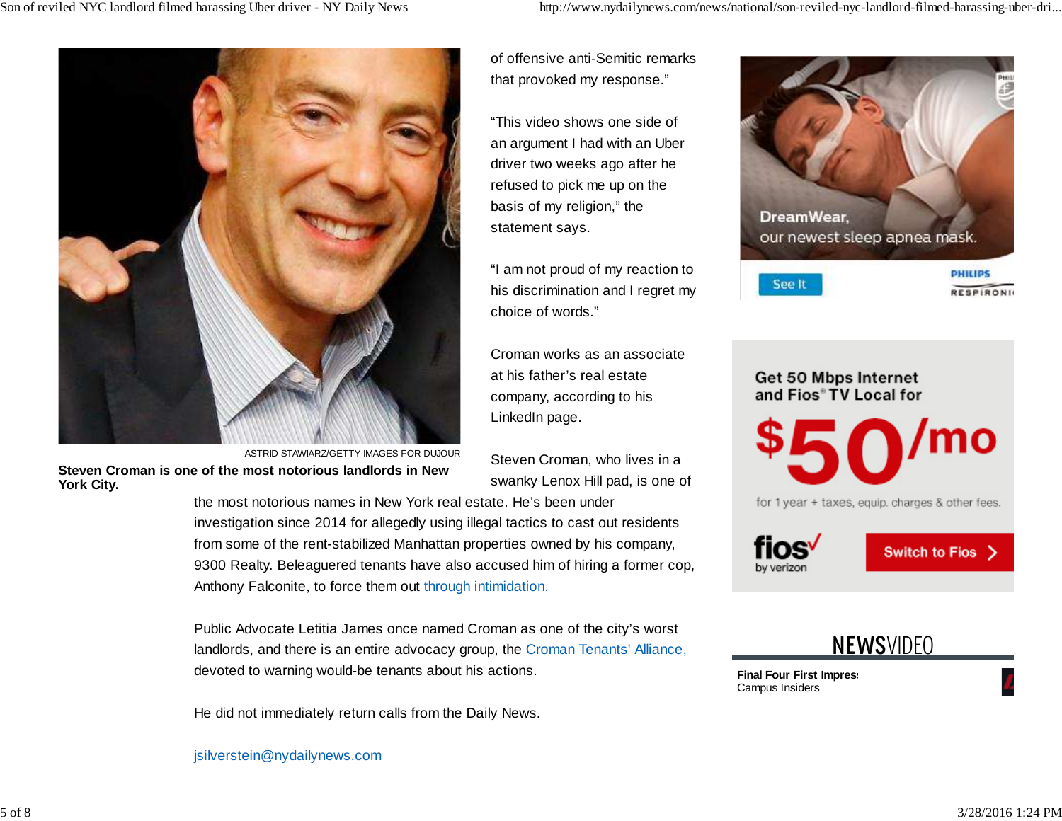ASTRID STAWIARZ/GETTY IMAGES FOR DUJOUR

**Steven Croman is one of the most notorious landlords in New York City.**

of offensive anti-Semitic remarks that provoked my response."

"This video shows one side of an argument I had with an Uber driver two weeks ago after he refused to pick me up on the basis of my religion," the statement says.

"I am not proud of my reaction to his discrimination and I regret my choice of words."

Croman works as an associate at his father's real estate company, according to his LinkedIn page.

Steven Croman, who lives in a swanky Lenox Hill pad, is one of the most notorious names in New York real estate. He's been under investigation since 2014 for allegedly using illegal tactics to cast out residents from some of the rent-stabilized Manhattan properties owned by his company, 9300 Realty. Beleaguered tenants have also accused him of hiring a former cop, Anthony Falconite, to force them out through intimidation.

Public Advocate Letitia James once named Croman as one of the city's worst landlords, and there is an entire advocacy group, the Croman Tenants' Alliance, devoted to warning would-be tenants about his actions.

He did not immediately return calls from the Daily News.

jsilverstein@nydailynews.com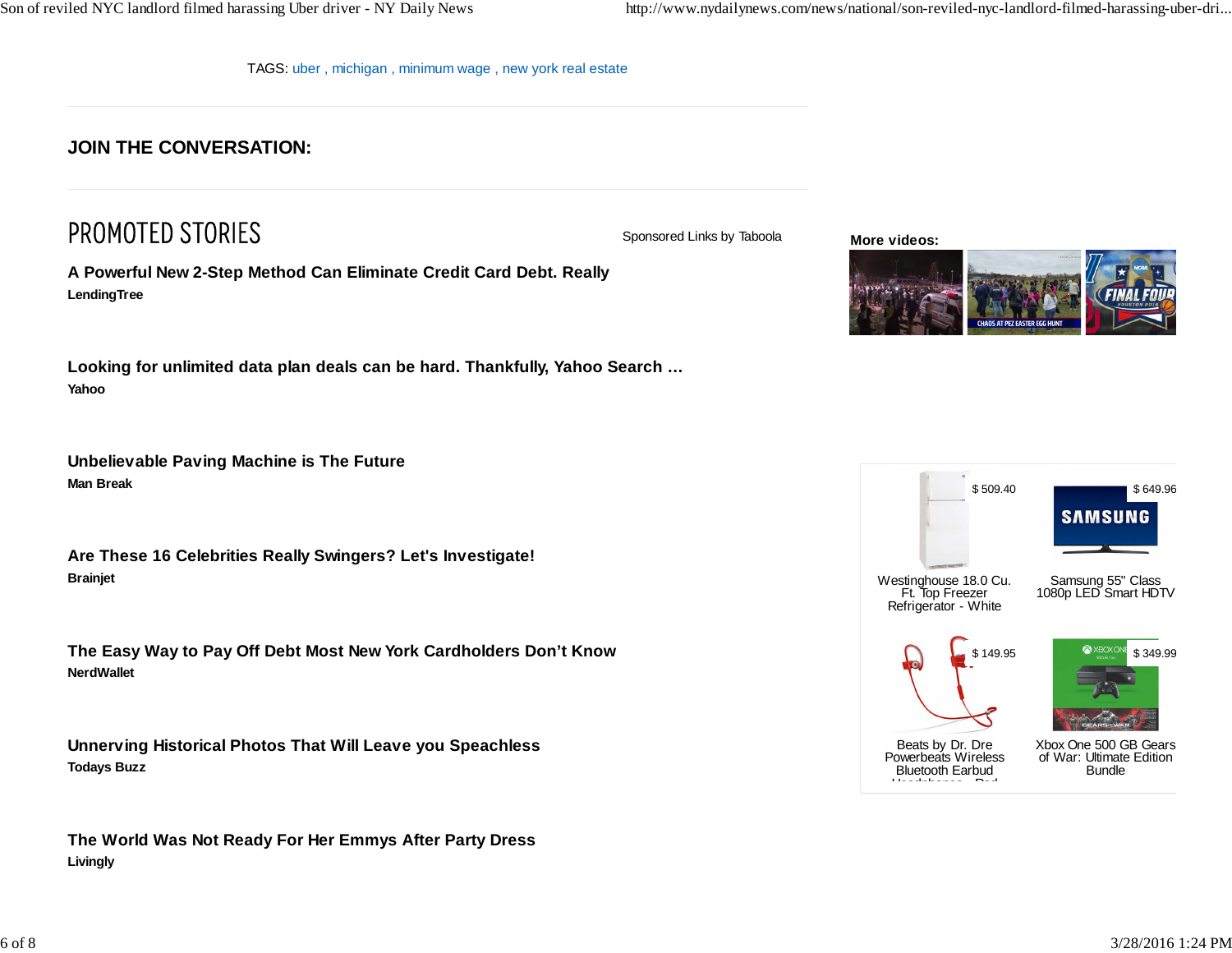TAGS: uber , michigan , minimum wage , new york real estate

## JOIN THE CONVERSATION:

# PROMOTED STORIES

Sponsored Links by Taboola

**A Powerful New 2-Step Method Can Eliminate Credit Card Debt. Really**
**LendingTree**

**Looking for unlimited data plan deals can be hard. Thankfully, Yahoo Search …**
**Yahoo**

**Unbelievable Paving Machine is The Future**
**Man Break**

**Are These 16 Celebrities Really Swingers? Let's Investigate!**
**Brainjet**

**The Easy Way to Pay Off Debt Most New York Cardholders Don't Know**
**NerdWallet**

**Unnerving Historical Photos That Will Leave you Speachless**
**Todays Buzz**

**The World Was Not Ready For Her Emmys After Party Dress**
**Livingly**

**More videos:**

CHAOS AT PEZ EASTER EGG HUNT

FINAL FOUR

$ 509.40
Westinghouse 18.0 Cu. Ft. Top Freezer Refrigerator - White

$ 649.96
Samsung 55" Class 1080p LED Smart HDTV

$ 149.95
Beats by Dr. Dre Powerbeats Wireless Bluetooth Earbud Headphones - Red

$ 349.99
Xbox One 500 GB Gears of War: Ultimate Edition Bundle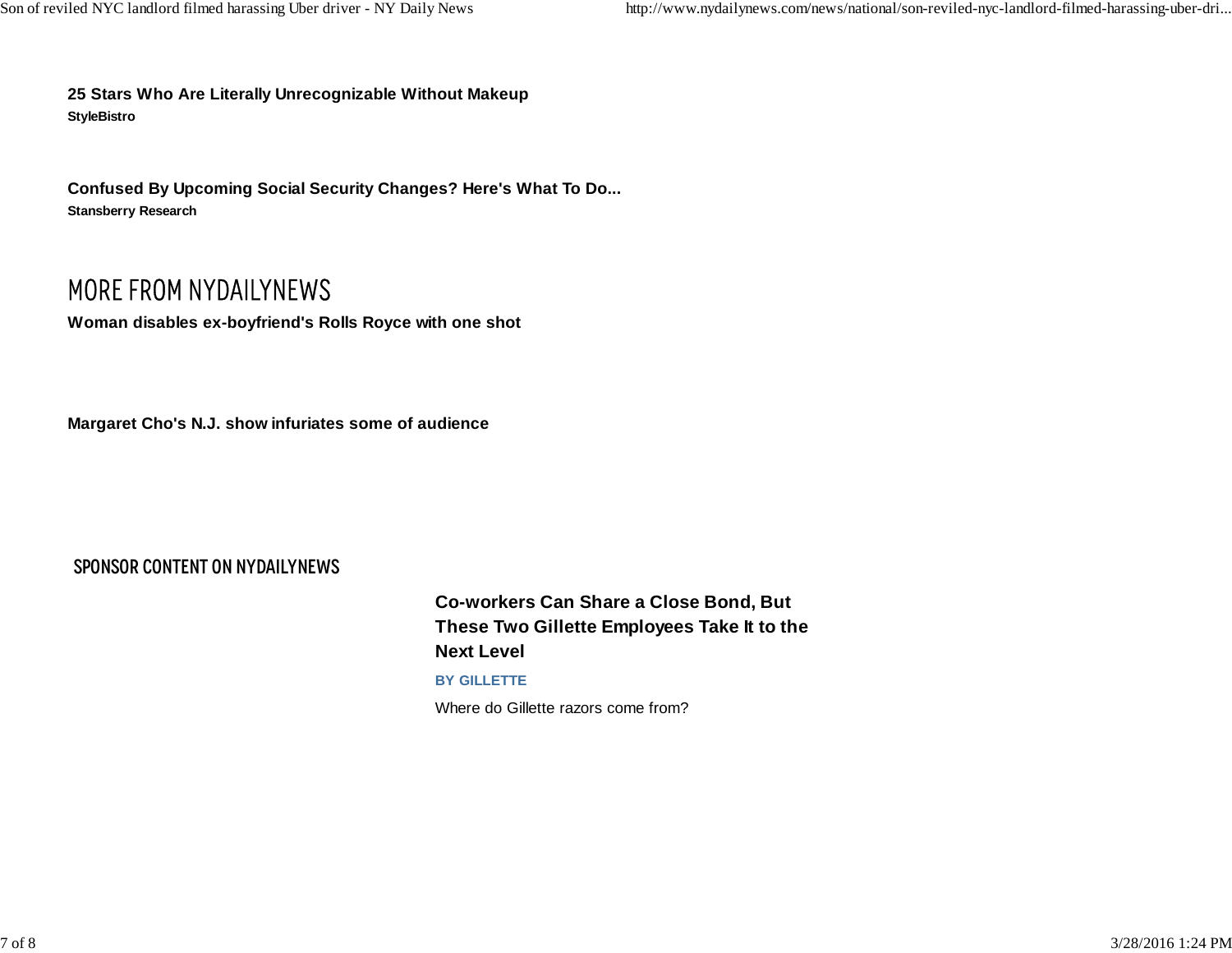**25 Stars Who Are Literally Unrecognizable Without Makeup**
**StyleBistro**

**Confused By Upcoming Social Security Changes? Here's What To Do...**
**Stansberry Research**

## MORE FROM NYDAILYNEWS

**Woman disables ex-boyfriend's Rolls Royce with one shot**

**Margaret Cho's N.J. show infuriates some of audience**

### SPONSOR CONTENT ON NYDAILYNEWS

**Co-workers Can Share a Close Bond, But These Two Gillette Employees Take It to the Next Level**

**BY GILLETTE**

Where do Gillette razors come from?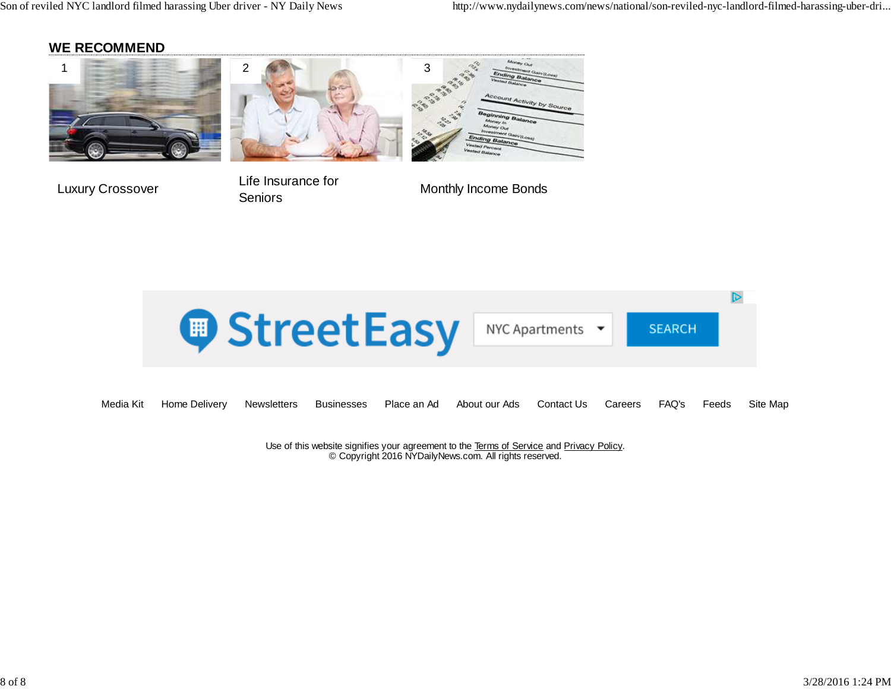## WE RECOMMEND

1. Luxury Crossover
2. Life Insurance for Seniors
3. Monthly Income Bonds

StreetEasy NYC Apartments SEARCH

Media Kit | Home Delivery | Newsletters | Businesses | Place an Ad | About our Ads | Contact Us | Careers | FAQ's | Feeds | Site Map

Use of this website signifies your agreement to the Terms of Service and Privacy Policy.
© Copyright 2016 NYDailyNews.com. All rights reserved.